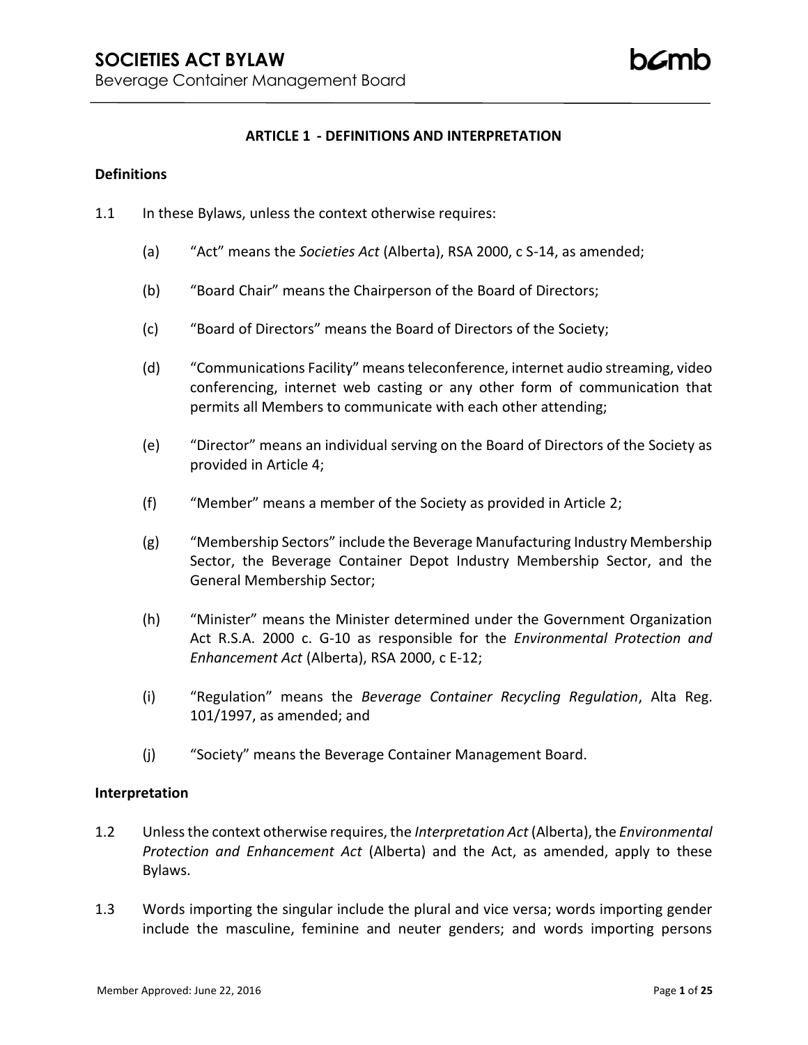## ARTICLE 1 - DEFINITIONS AND INTERPRETATION

### Definitions

1.1 In these Bylaws, unless the context otherwise requires:

(a) "Act" means the *Societies Act* (Alberta), RSA 2000, c S-14, as amended;

(b) "Board Chair" means the Chairperson of the Board of Directors;

(c) "Board of Directors" means the Board of Directors of the Society;

(d) "Communications Facility" means teleconference, internet audio streaming, video conferencing, internet web casting or any other form of communication that permits all Members to communicate with each other attending;

(e) "Director" means an individual serving on the Board of Directors of the Society as provided in Article 4;

(f) "Member" means a member of the Society as provided in Article 2;

(g) "Membership Sectors" include the Beverage Manufacturing Industry Membership Sector, the Beverage Container Depot Industry Membership Sector, and the General Membership Sector;

(h) "Minister" means the Minister determined under the Government Organization Act R.S.A. 2000 c. G-10 as responsible for the *Environmental Protection and Enhancement Act* (Alberta), RSA 2000, c E-12;

(i) "Regulation" means the *Beverage Container Recycling Regulation*, Alta Reg. 101/1997, as amended; and

(j) "Society" means the Beverage Container Management Board.

### Interpretation

1.2 Unless the context otherwise requires, the *Interpretation Act* (Alberta), the *Environmental Protection and Enhancement Act* (Alberta) and the Act, as amended, apply to these Bylaws.

1.3 Words importing the singular include the plural and vice versa; words importing gender include the masculine, feminine and neuter genders; and words importing persons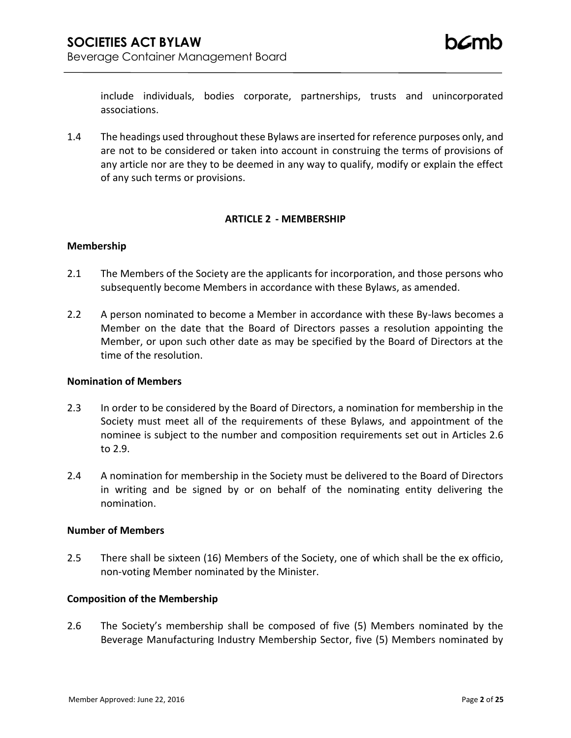include individuals, bodies corporate, partnerships, trusts and unincorporated associations.

1.4 The headings used throughout these Bylaws are inserted for reference purposes only, and are not to be considered or taken into account in construing the terms of provisions of any article nor are they to be deemed in any way to qualify, modify or explain the effect of any such terms or provisions.

## ARTICLE 2 - MEMBERSHIP

### Membership

2.1 The Members of the Society are the applicants for incorporation, and those persons who subsequently become Members in accordance with these Bylaws, as amended.

2.2 A person nominated to become a Member in accordance with these By-laws becomes a Member on the date that the Board of Directors passes a resolution appointing the Member, or upon such other date as may be specified by the Board of Directors at the time of the resolution.

### Nomination of Members

2.3 In order to be considered by the Board of Directors, a nomination for membership in the Society must meet all of the requirements of these Bylaws, and appointment of the nominee is subject to the number and composition requirements set out in Articles 2.6 to 2.9.

2.4 A nomination for membership in the Society must be delivered to the Board of Directors in writing and be signed by or on behalf of the nominating entity delivering the nomination.

### Number of Members

2.5 There shall be sixteen (16) Members of the Society, one of which shall be the ex officio, non-voting Member nominated by the Minister.

### Composition of the Membership

2.6 The Society's membership shall be composed of five (5) Members nominated by the Beverage Manufacturing Industry Membership Sector, five (5) Members nominated by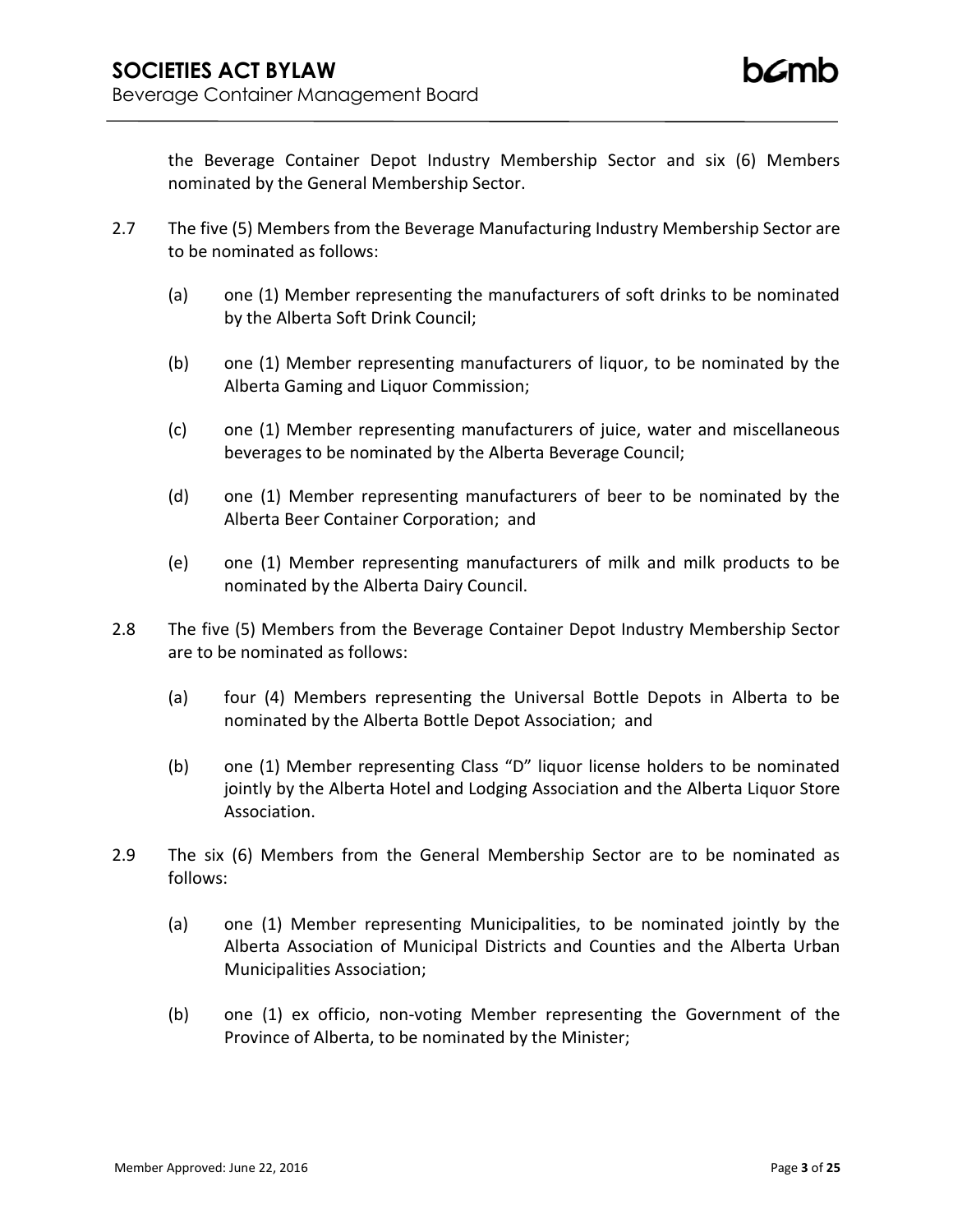the Beverage Container Depot Industry Membership Sector and six (6) Members nominated by the General Membership Sector.

2.7 The five (5) Members from the Beverage Manufacturing Industry Membership Sector are to be nominated as follows:

(a) one (1) Member representing the manufacturers of soft drinks to be nominated by the Alberta Soft Drink Council;

(b) one (1) Member representing manufacturers of liquor, to be nominated by the Alberta Gaming and Liquor Commission;

(c) one (1) Member representing manufacturers of juice, water and miscellaneous beverages to be nominated by the Alberta Beverage Council;

(d) one (1) Member representing manufacturers of beer to be nominated by the Alberta Beer Container Corporation; and

(e) one (1) Member representing manufacturers of milk and milk products to be nominated by the Alberta Dairy Council.

2.8 The five (5) Members from the Beverage Container Depot Industry Membership Sector are to be nominated as follows:

(a) four (4) Members representing the Universal Bottle Depots in Alberta to be nominated by the Alberta Bottle Depot Association; and

(b) one (1) Member representing Class "D" liquor license holders to be nominated jointly by the Alberta Hotel and Lodging Association and the Alberta Liquor Store Association.

2.9 The six (6) Members from the General Membership Sector are to be nominated as follows:

(a) one (1) Member representing Municipalities, to be nominated jointly by the Alberta Association of Municipal Districts and Counties and the Alberta Urban Municipalities Association;

(b) one (1) ex officio, non-voting Member representing the Government of the Province of Alberta, to be nominated by the Minister;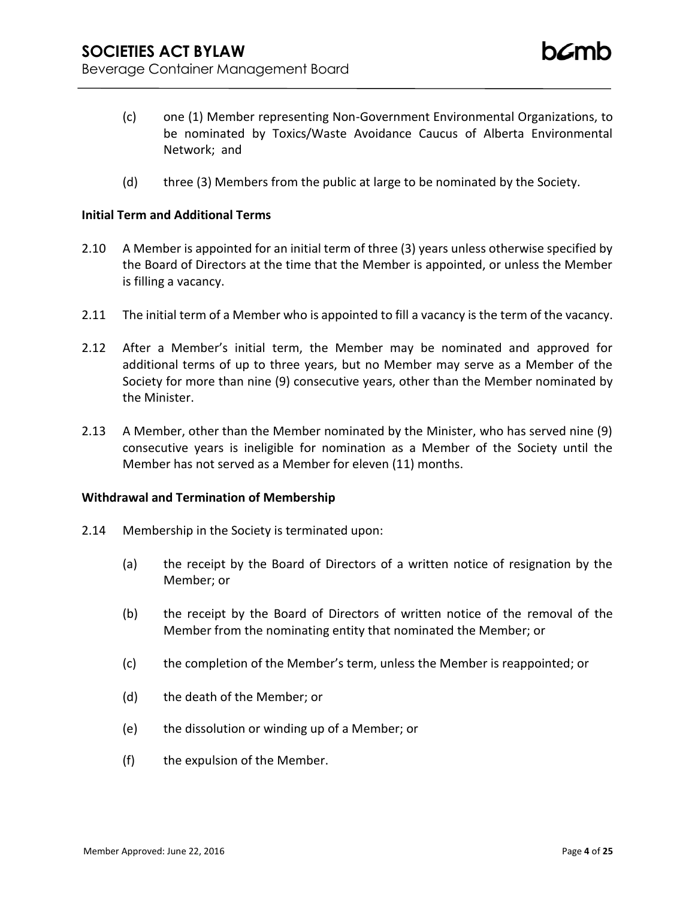(c) one (1) Member representing Non-Government Environmental Organizations, to be nominated by Toxics/Waste Avoidance Caucus of Alberta Environmental Network; and

(d) three (3) Members from the public at large to be nominated by the Society.

**Initial Term and Additional Terms**

2.10 A Member is appointed for an initial term of three (3) years unless otherwise specified by the Board of Directors at the time that the Member is appointed, or unless the Member is filling a vacancy.

2.11 The initial term of a Member who is appointed to fill a vacancy is the term of the vacancy.

2.12 After a Member's initial term, the Member may be nominated and approved for additional terms of up to three years, but no Member may serve as a Member of the Society for more than nine (9) consecutive years, other than the Member nominated by the Minister.

2.13 A Member, other than the Member nominated by the Minister, who has served nine (9) consecutive years is ineligible for nomination as a Member of the Society until the Member has not served as a Member for eleven (11) months.

**Withdrawal and Termination of Membership**

2.14 Membership in the Society is terminated upon:

(a) the receipt by the Board of Directors of a written notice of resignation by the Member; or

(b) the receipt by the Board of Directors of written notice of the removal of the Member from the nominating entity that nominated the Member; or

(c) the completion of the Member's term, unless the Member is reappointed; or

(d) the death of the Member; or

(e) the dissolution or winding up of a Member; or

(f) the expulsion of the Member.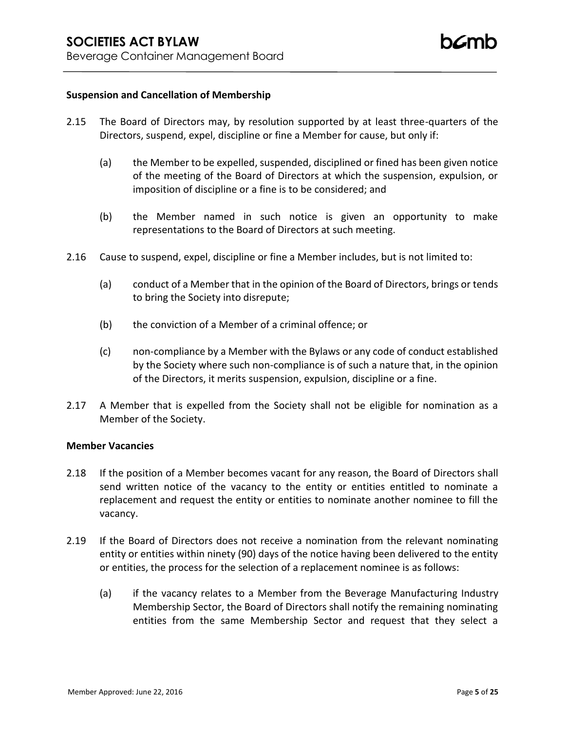**Suspension and Cancellation of Membership**

2.15 The Board of Directors may, by resolution supported by at least three-quarters of the Directors, suspend, expel, discipline or fine a Member for cause, but only if:

(a) the Member to be expelled, suspended, disciplined or fined has been given notice of the meeting of the Board of Directors at which the suspension, expulsion, or imposition of discipline or a fine is to be considered; and

(b) the Member named in such notice is given an opportunity to make representations to the Board of Directors at such meeting.

2.16 Cause to suspend, expel, discipline or fine a Member includes, but is not limited to:

(a) conduct of a Member that in the opinion of the Board of Directors, brings or tends to bring the Society into disrepute;

(b) the conviction of a Member of a criminal offence; or

(c) non-compliance by a Member with the Bylaws or any code of conduct established by the Society where such non-compliance is of such a nature that, in the opinion of the Directors, it merits suspension, expulsion, discipline or a fine.

2.17 A Member that is expelled from the Society shall not be eligible for nomination as a Member of the Society.

**Member Vacancies**

2.18 If the position of a Member becomes vacant for any reason, the Board of Directors shall send written notice of the vacancy to the entity or entities entitled to nominate a replacement and request the entity or entities to nominate another nominee to fill the vacancy.

2.19 If the Board of Directors does not receive a nomination from the relevant nominating entity or entities within ninety (90) days of the notice having been delivered to the entity or entities, the process for the selection of a replacement nominee is as follows:

(a) if the vacancy relates to a Member from the Beverage Manufacturing Industry Membership Sector, the Board of Directors shall notify the remaining nominating entities from the same Membership Sector and request that they select a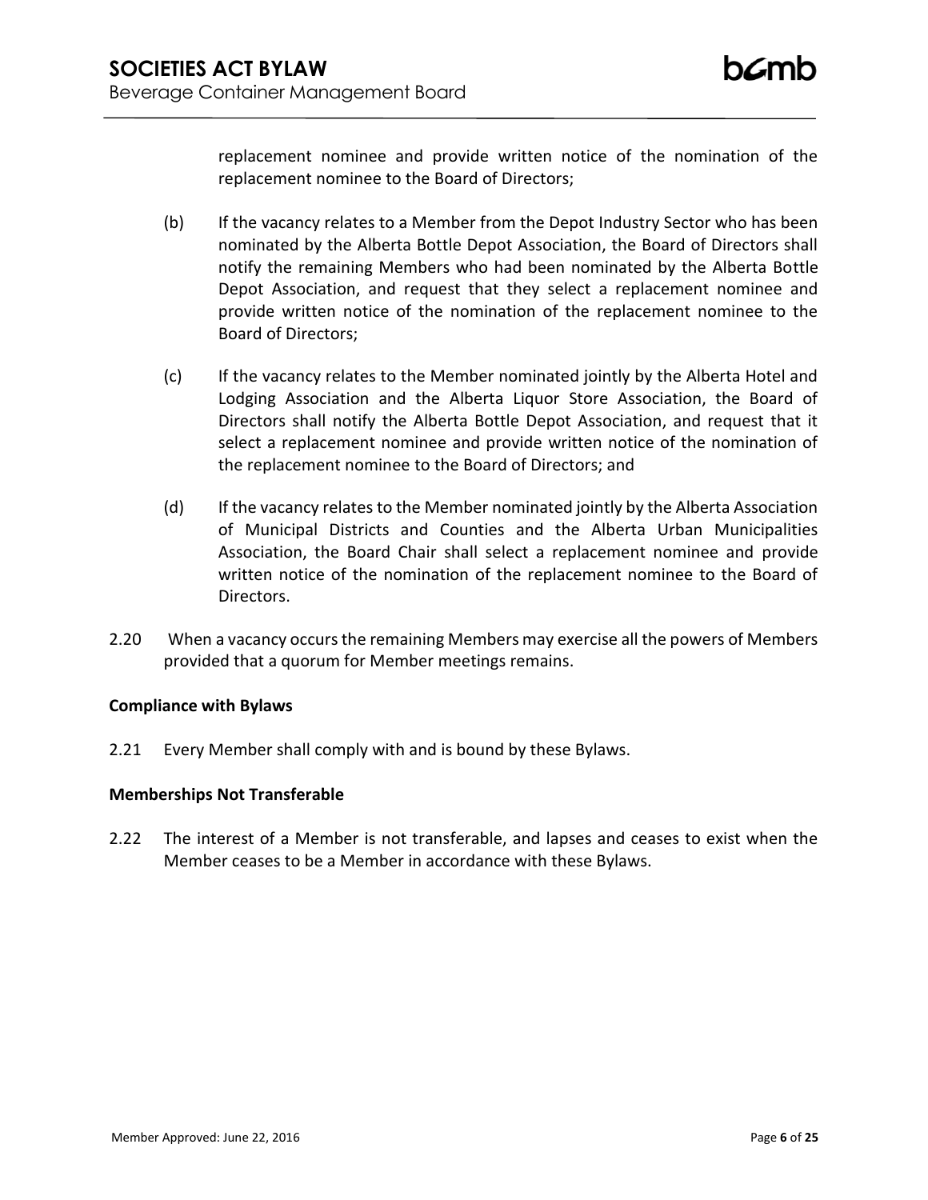replacement nominee and provide written notice of the nomination of the replacement nominee to the Board of Directors;

(b) If the vacancy relates to a Member from the Depot Industry Sector who has been nominated by the Alberta Bottle Depot Association, the Board of Directors shall notify the remaining Members who had been nominated by the Alberta Bottle Depot Association, and request that they select a replacement nominee and provide written notice of the nomination of the replacement nominee to the Board of Directors;

(c) If the vacancy relates to the Member nominated jointly by the Alberta Hotel and Lodging Association and the Alberta Liquor Store Association, the Board of Directors shall notify the Alberta Bottle Depot Association, and request that it select a replacement nominee and provide written notice of the nomination of the replacement nominee to the Board of Directors; and

(d) If the vacancy relates to the Member nominated jointly by the Alberta Association of Municipal Districts and Counties and the Alberta Urban Municipalities Association, the Board Chair shall select a replacement nominee and provide written notice of the nomination of the replacement nominee to the Board of Directors.

2.20 When a vacancy occurs the remaining Members may exercise all the powers of Members provided that a quorum for Member meetings remains.

**Compliance with Bylaws**

2.21 Every Member shall comply with and is bound by these Bylaws.

**Memberships Not Transferable**

2.22 The interest of a Member is not transferable, and lapses and ceases to exist when the Member ceases to be a Member in accordance with these Bylaws.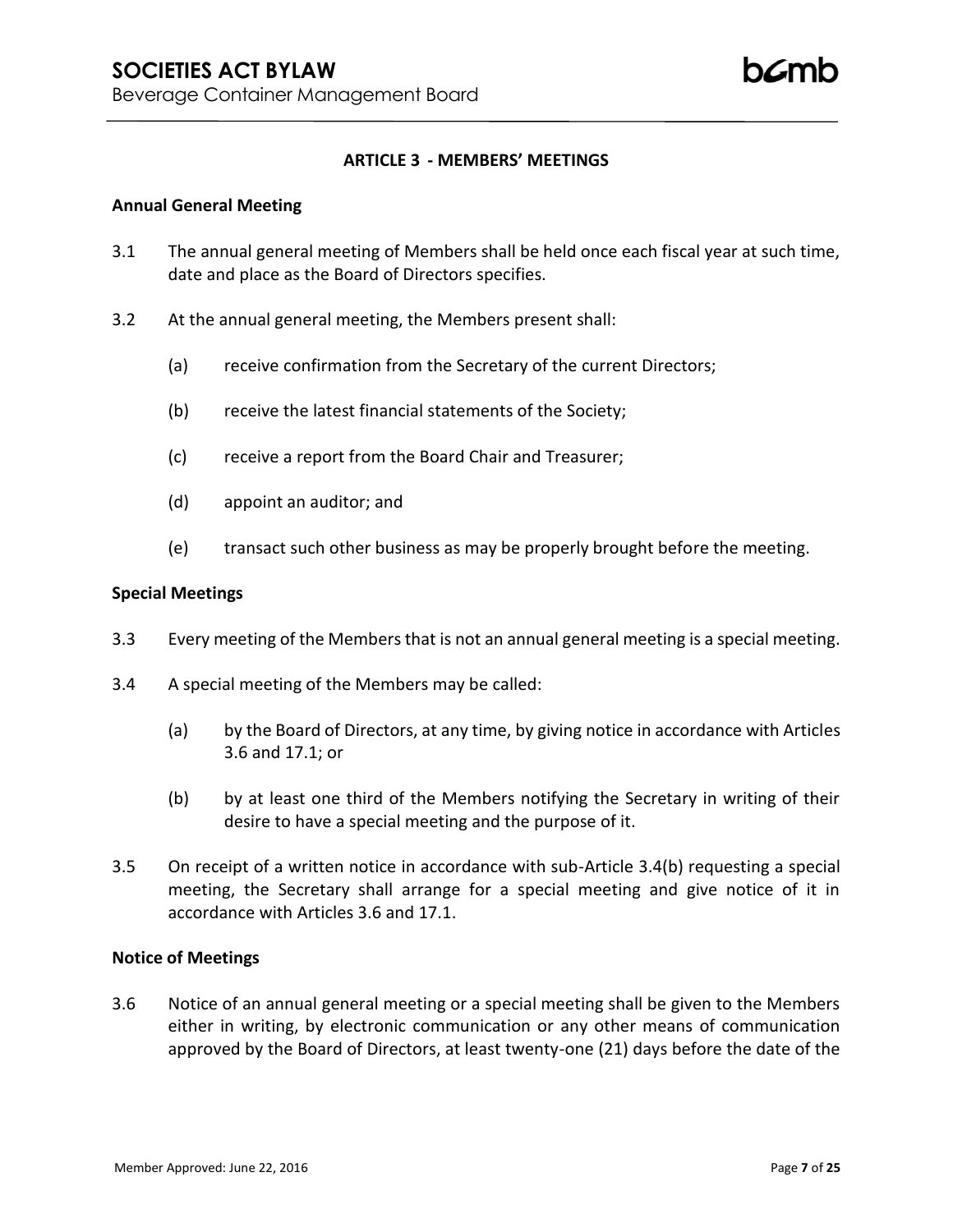## ARTICLE 3 - MEMBERS' MEETINGS

### Annual General Meeting

3.1 The annual general meeting of Members shall be held once each fiscal year at such time, date and place as the Board of Directors specifies.

3.2 At the annual general meeting, the Members present shall:

(a) receive confirmation from the Secretary of the current Directors;

(b) receive the latest financial statements of the Society;

(c) receive a report from the Board Chair and Treasurer;

(d) appoint an auditor; and

(e) transact such other business as may be properly brought before the meeting.

### Special Meetings

3.3 Every meeting of the Members that is not an annual general meeting is a special meeting.

3.4 A special meeting of the Members may be called:

(a) by the Board of Directors, at any time, by giving notice in accordance with Articles 3.6 and 17.1; or

(b) by at least one third of the Members notifying the Secretary in writing of their desire to have a special meeting and the purpose of it.

3.5 On receipt of a written notice in accordance with sub-Article 3.4(b) requesting a special meeting, the Secretary shall arrange for a special meeting and give notice of it in accordance with Articles 3.6 and 17.1.

### Notice of Meetings

3.6 Notice of an annual general meeting or a special meeting shall be given to the Members either in writing, by electronic communication or any other means of communication approved by the Board of Directors, at least twenty-one (21) days before the date of the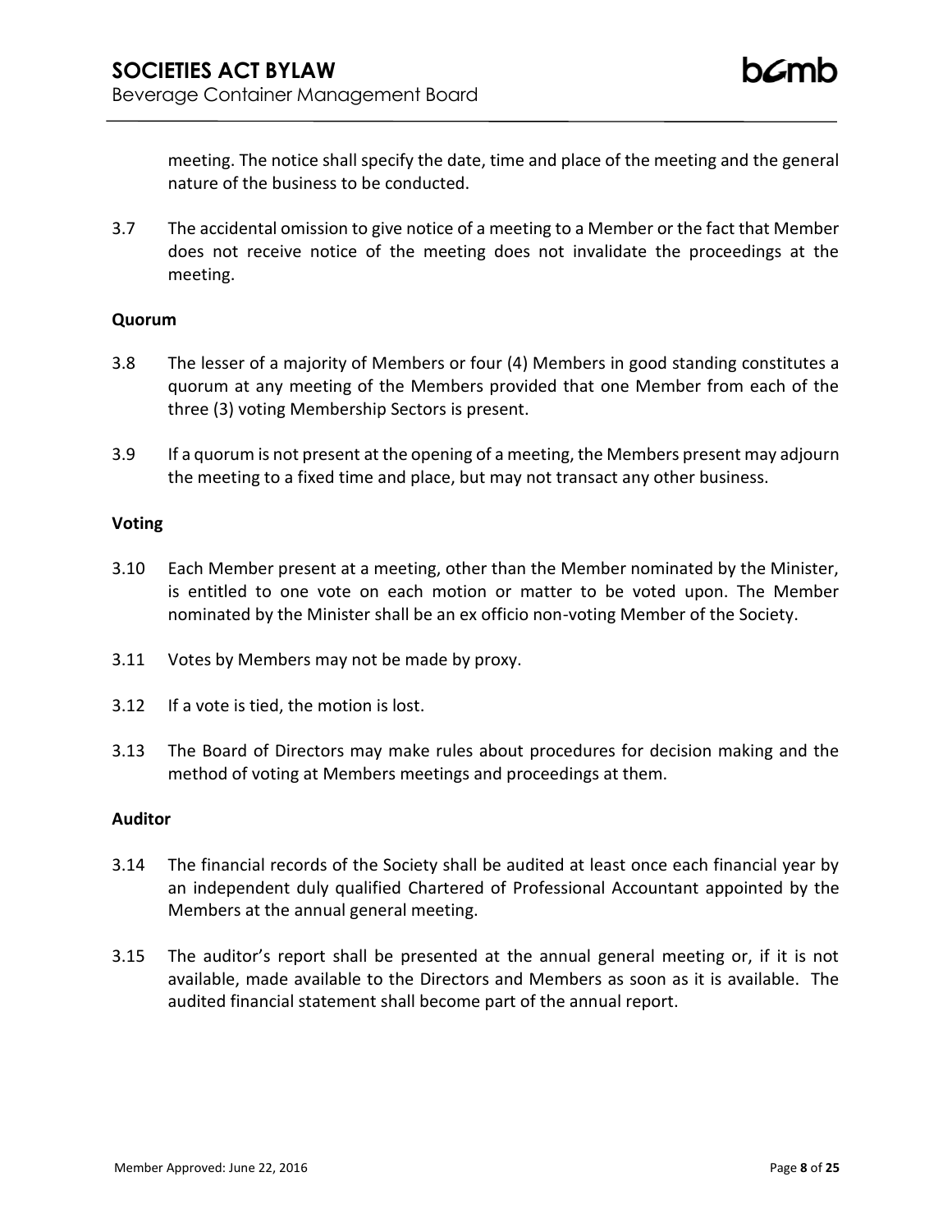meeting. The notice shall specify the date, time and place of the meeting and the general nature of the business to be conducted.

3.7 The accidental omission to give notice of a meeting to a Member or the fact that Member does not receive notice of the meeting does not invalidate the proceedings at the meeting.

**Quorum**

3.8 The lesser of a majority of Members or four (4) Members in good standing constitutes a quorum at any meeting of the Members provided that one Member from each of the three (3) voting Membership Sectors is present.

3.9 If a quorum is not present at the opening of a meeting, the Members present may adjourn the meeting to a fixed time and place, but may not transact any other business.

**Voting**

3.10 Each Member present at a meeting, other than the Member nominated by the Minister, is entitled to one vote on each motion or matter to be voted upon. The Member nominated by the Minister shall be an ex officio non-voting Member of the Society.

3.11 Votes by Members may not be made by proxy.

3.12 If a vote is tied, the motion is lost.

3.13 The Board of Directors may make rules about procedures for decision making and the method of voting at Members meetings and proceedings at them.

**Auditor**

3.14 The financial records of the Society shall be audited at least once each financial year by an independent duly qualified Chartered of Professional Accountant appointed by the Members at the annual general meeting.

3.15 The auditor's report shall be presented at the annual general meeting or, if it is not available, made available to the Directors and Members as soon as it is available. The audited financial statement shall become part of the annual report.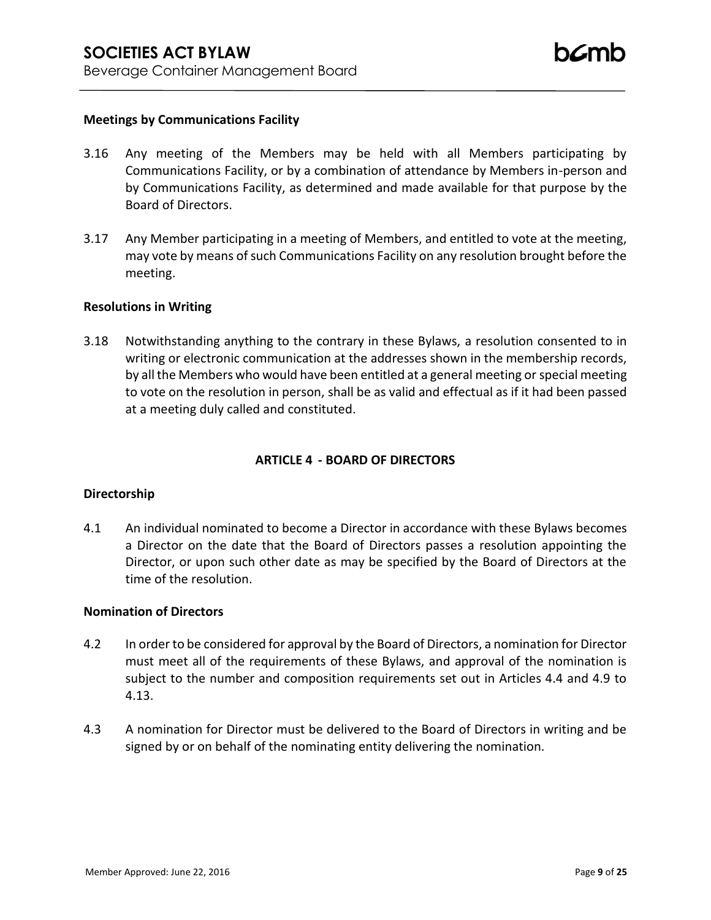**Meetings by Communications Facility**

3.16 Any meeting of the Members may be held with all Members participating by Communications Facility, or by a combination of attendance by Members in-person and by Communications Facility, as determined and made available for that purpose by the Board of Directors.

3.17 Any Member participating in a meeting of Members, and entitled to vote at the meeting, may vote by means of such Communications Facility on any resolution brought before the meeting.

**Resolutions in Writing**

3.18 Notwithstanding anything to the contrary in these Bylaws, a resolution consented to in writing or electronic communication at the addresses shown in the membership records, by all the Members who would have been entitled at a general meeting or special meeting to vote on the resolution in person, shall be as valid and effectual as if it had been passed at a meeting duly called and constituted.

## ARTICLE 4 - BOARD OF DIRECTORS

**Directorship**

4.1 An individual nominated to become a Director in accordance with these Bylaws becomes a Director on the date that the Board of Directors passes a resolution appointing the Director, or upon such other date as may be specified by the Board of Directors at the time of the resolution.

**Nomination of Directors**

4.2 In order to be considered for approval by the Board of Directors, a nomination for Director must meet all of the requirements of these Bylaws, and approval of the nomination is subject to the number and composition requirements set out in Articles 4.4 and 4.9 to 4.13.

4.3 A nomination for Director must be delivered to the Board of Directors in writing and be signed by or on behalf of the nominating entity delivering the nomination.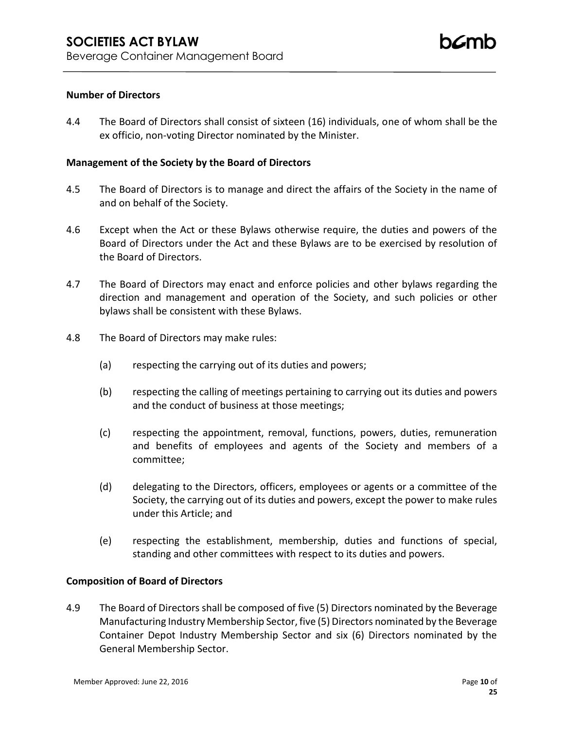### Number of Directors

4.4 The Board of Directors shall consist of sixteen (16) individuals, one of whom shall be the ex officio, non-voting Director nominated by the Minister.

### Management of the Society by the Board of Directors

4.5 The Board of Directors is to manage and direct the affairs of the Society in the name of and on behalf of the Society.

4.6 Except when the Act or these Bylaws otherwise require, the duties and powers of the Board of Directors under the Act and these Bylaws are to be exercised by resolution of the Board of Directors.

4.7 The Board of Directors may enact and enforce policies and other bylaws regarding the direction and management and operation of the Society, and such policies or other bylaws shall be consistent with these Bylaws.

4.8 The Board of Directors may make rules:

(a) respecting the carrying out of its duties and powers;

(b) respecting the calling of meetings pertaining to carrying out its duties and powers and the conduct of business at those meetings;

(c) respecting the appointment, removal, functions, powers, duties, remuneration and benefits of employees and agents of the Society and members of a committee;

(d) delegating to the Directors, officers, employees or agents or a committee of the Society, the carrying out of its duties and powers, except the power to make rules under this Article; and

(e) respecting the establishment, membership, duties and functions of special, standing and other committees with respect to its duties and powers.

### Composition of Board of Directors

4.9 The Board of Directors shall be composed of five (5) Directors nominated by the Beverage Manufacturing Industry Membership Sector, five (5) Directors nominated by the Beverage Container Depot Industry Membership Sector and six (6) Directors nominated by the General Membership Sector.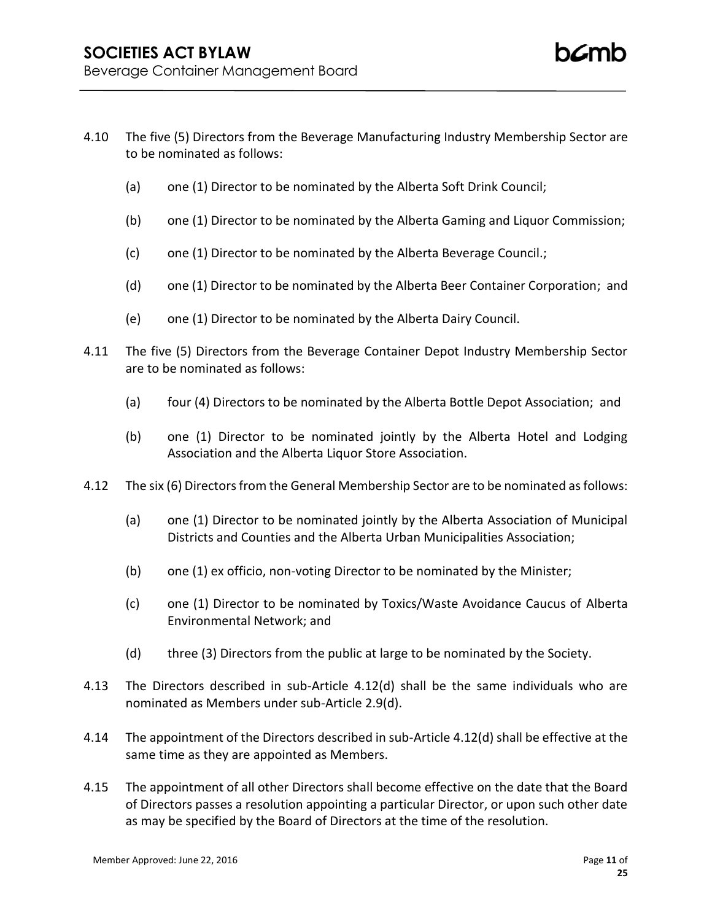4.10 The five (5) Directors from the Beverage Manufacturing Industry Membership Sector are to be nominated as follows:

   (a) one (1) Director to be nominated by the Alberta Soft Drink Council;

   (b) one (1) Director to be nominated by the Alberta Gaming and Liquor Commission;

   (c) one (1) Director to be nominated by the Alberta Beverage Council.;

   (d) one (1) Director to be nominated by the Alberta Beer Container Corporation; and

   (e) one (1) Director to be nominated by the Alberta Dairy Council.

4.11 The five (5) Directors from the Beverage Container Depot Industry Membership Sector are to be nominated as follows:

   (a) four (4) Directors to be nominated by the Alberta Bottle Depot Association; and

   (b) one (1) Director to be nominated jointly by the Alberta Hotel and Lodging Association and the Alberta Liquor Store Association.

4.12 The six (6) Directors from the General Membership Sector are to be nominated as follows:

   (a) one (1) Director to be nominated jointly by the Alberta Association of Municipal Districts and Counties and the Alberta Urban Municipalities Association;

   (b) one (1) ex officio, non-voting Director to be nominated by the Minister;

   (c) one (1) Director to be nominated by Toxics/Waste Avoidance Caucus of Alberta Environmental Network; and

   (d) three (3) Directors from the public at large to be nominated by the Society.

4.13 The Directors described in sub-Article 4.12(d) shall be the same individuals who are nominated as Members under sub-Article 2.9(d).

4.14 The appointment of the Directors described in sub-Article 4.12(d) shall be effective at the same time as they are appointed as Members.

4.15 The appointment of all other Directors shall become effective on the date that the Board of Directors passes a resolution appointing a particular Director, or upon such other date as may be specified by the Board of Directors at the time of the resolution.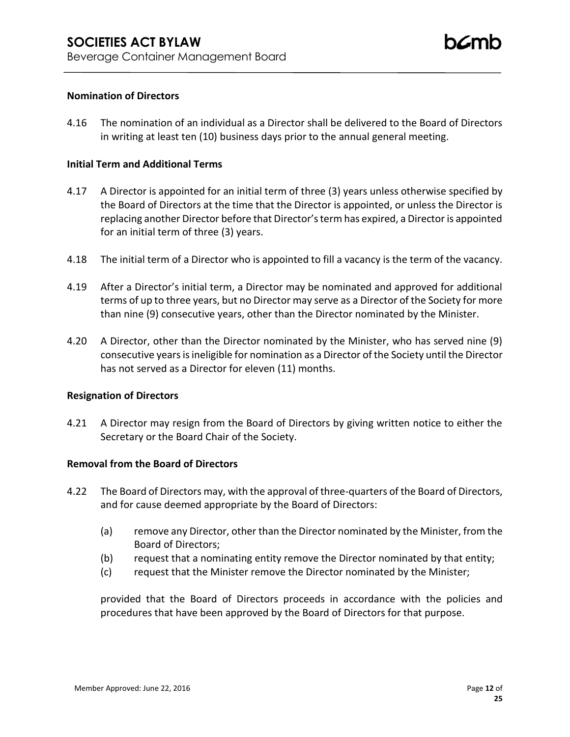### Nomination of Directors

4.16 The nomination of an individual as a Director shall be delivered to the Board of Directors in writing at least ten (10) business days prior to the annual general meeting.

### Initial Term and Additional Terms

4.17 A Director is appointed for an initial term of three (3) years unless otherwise specified by the Board of Directors at the time that the Director is appointed, or unless the Director is replacing another Director before that Director's term has expired, a Director is appointed for an initial term of three (3) years.

4.18 The initial term of a Director who is appointed to fill a vacancy is the term of the vacancy.

4.19 After a Director's initial term, a Director may be nominated and approved for additional terms of up to three years, but no Director may serve as a Director of the Society for more than nine (9) consecutive years, other than the Director nominated by the Minister.

4.20 A Director, other than the Director nominated by the Minister, who has served nine (9) consecutive years is ineligible for nomination as a Director of the Society until the Director has not served as a Director for eleven (11) months.

### Resignation of Directors

4.21 A Director may resign from the Board of Directors by giving written notice to either the Secretary or the Board Chair of the Society.

### Removal from the Board of Directors

4.22 The Board of Directors may, with the approval of three-quarters of the Board of Directors, and for cause deemed appropriate by the Board of Directors:

(a) remove any Director, other than the Director nominated by the Minister, from the Board of Directors;
(b) request that a nominating entity remove the Director nominated by that entity;
(c) request that the Minister remove the Director nominated by the Minister;

provided that the Board of Directors proceeds in accordance with the policies and procedures that have been approved by the Board of Directors for that purpose.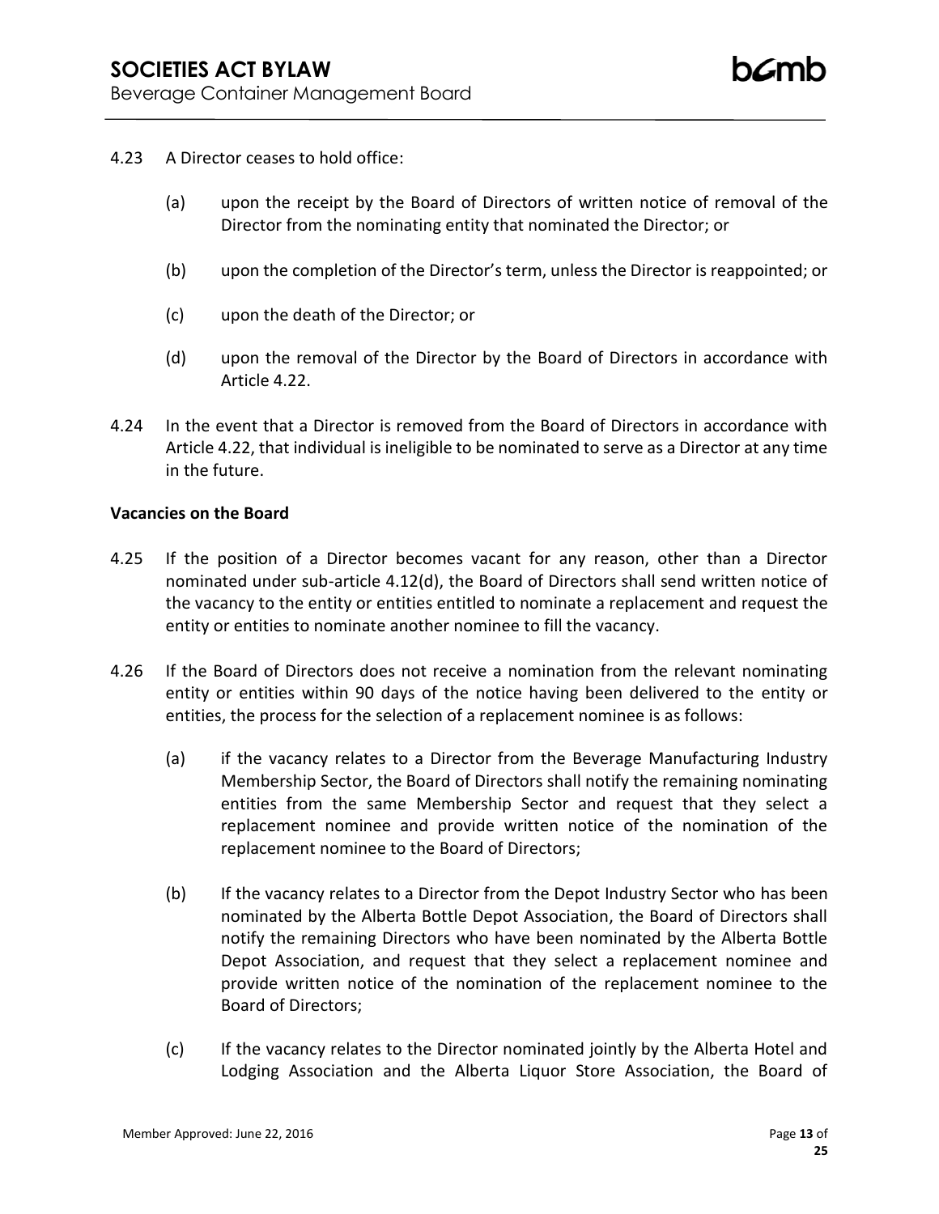4.23 A Director ceases to hold office:

(a) upon the receipt by the Board of Directors of written notice of removal of the Director from the nominating entity that nominated the Director; or

(b) upon the completion of the Director's term, unless the Director is reappointed; or

(c) upon the death of the Director; or

(d) upon the removal of the Director by the Board of Directors in accordance with Article 4.22.

4.24 In the event that a Director is removed from the Board of Directors in accordance with Article 4.22, that individual is ineligible to be nominated to serve as a Director at any time in the future.

**Vacancies on the Board**

4.25 If the position of a Director becomes vacant for any reason, other than a Director nominated under sub-article 4.12(d), the Board of Directors shall send written notice of the vacancy to the entity or entities entitled to nominate a replacement and request the entity or entities to nominate another nominee to fill the vacancy.

4.26 If the Board of Directors does not receive a nomination from the relevant nominating entity or entities within 90 days of the notice having been delivered to the entity or entities, the process for the selection of a replacement nominee is as follows:

(a) if the vacancy relates to a Director from the Beverage Manufacturing Industry Membership Sector, the Board of Directors shall notify the remaining nominating entities from the same Membership Sector and request that they select a replacement nominee and provide written notice of the nomination of the replacement nominee to the Board of Directors;

(b) If the vacancy relates to a Director from the Depot Industry Sector who has been nominated by the Alberta Bottle Depot Association, the Board of Directors shall notify the remaining Directors who have been nominated by the Alberta Bottle Depot Association, and request that they select a replacement nominee and provide written notice of the nomination of the replacement nominee to the Board of Directors;

(c) If the vacancy relates to the Director nominated jointly by the Alberta Hotel and Lodging Association and the Alberta Liquor Store Association, the Board of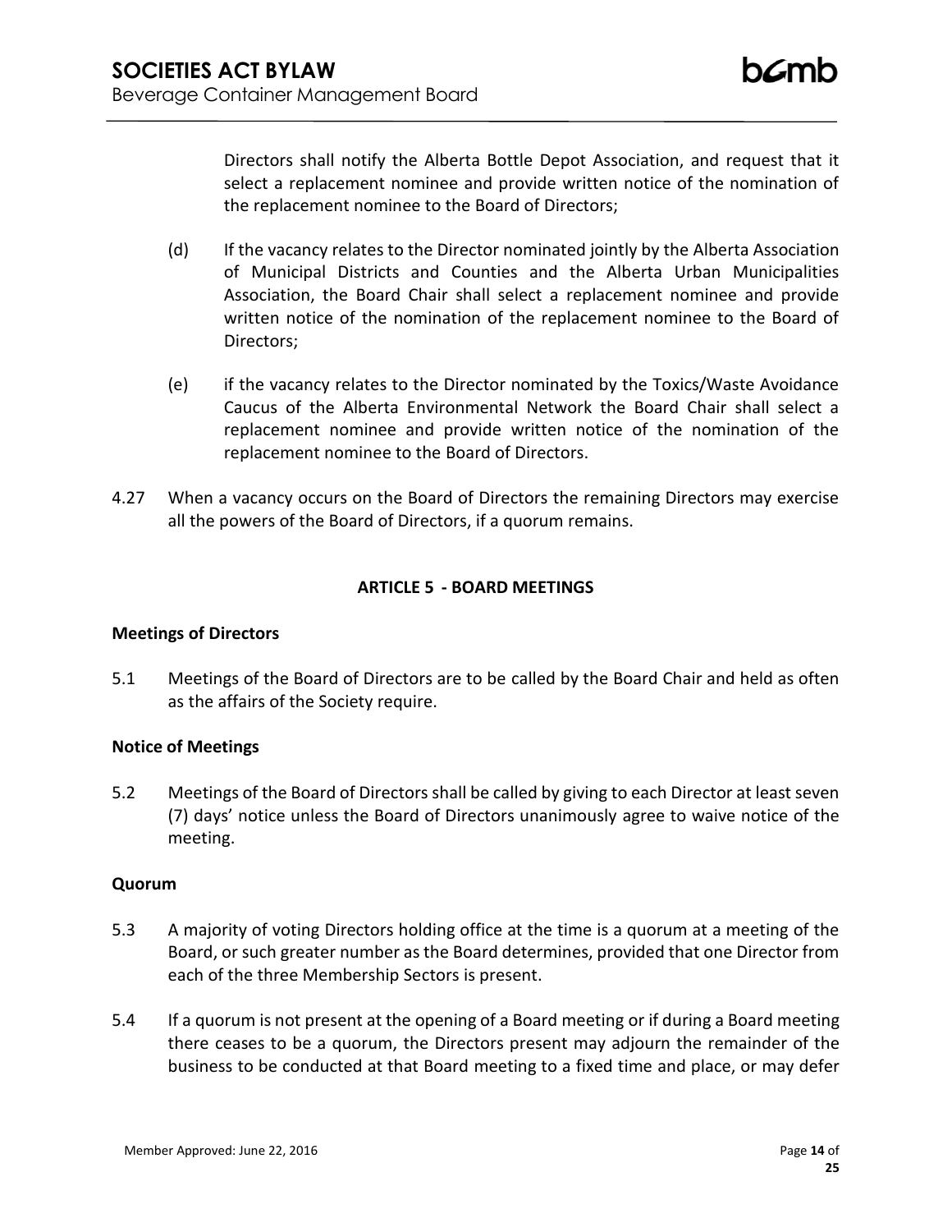Directors shall notify the Alberta Bottle Depot Association, and request that it select a replacement nominee and provide written notice of the nomination of the replacement nominee to the Board of Directors;

(d) If the vacancy relates to the Director nominated jointly by the Alberta Association of Municipal Districts and Counties and the Alberta Urban Municipalities Association, the Board Chair shall select a replacement nominee and provide written notice of the nomination of the replacement nominee to the Board of Directors;

(e) if the vacancy relates to the Director nominated by the Toxics/Waste Avoidance Caucus of the Alberta Environmental Network the Board Chair shall select a replacement nominee and provide written notice of the nomination of the replacement nominee to the Board of Directors.

4.27 When a vacancy occurs on the Board of Directors the remaining Directors may exercise all the powers of the Board of Directors, if a quorum remains.

## ARTICLE 5 - BOARD MEETINGS

### Meetings of Directors

5.1 Meetings of the Board of Directors are to be called by the Board Chair and held as often as the affairs of the Society require.

### Notice of Meetings

5.2 Meetings of the Board of Directors shall be called by giving to each Director at least seven (7) days' notice unless the Board of Directors unanimously agree to waive notice of the meeting.

### Quorum

5.3 A majority of voting Directors holding office at the time is a quorum at a meeting of the Board, or such greater number as the Board determines, provided that one Director from each of the three Membership Sectors is present.

5.4 If a quorum is not present at the opening of a Board meeting or if during a Board meeting there ceases to be a quorum, the Directors present may adjourn the remainder of the business to be conducted at that Board meeting to a fixed time and place, or may defer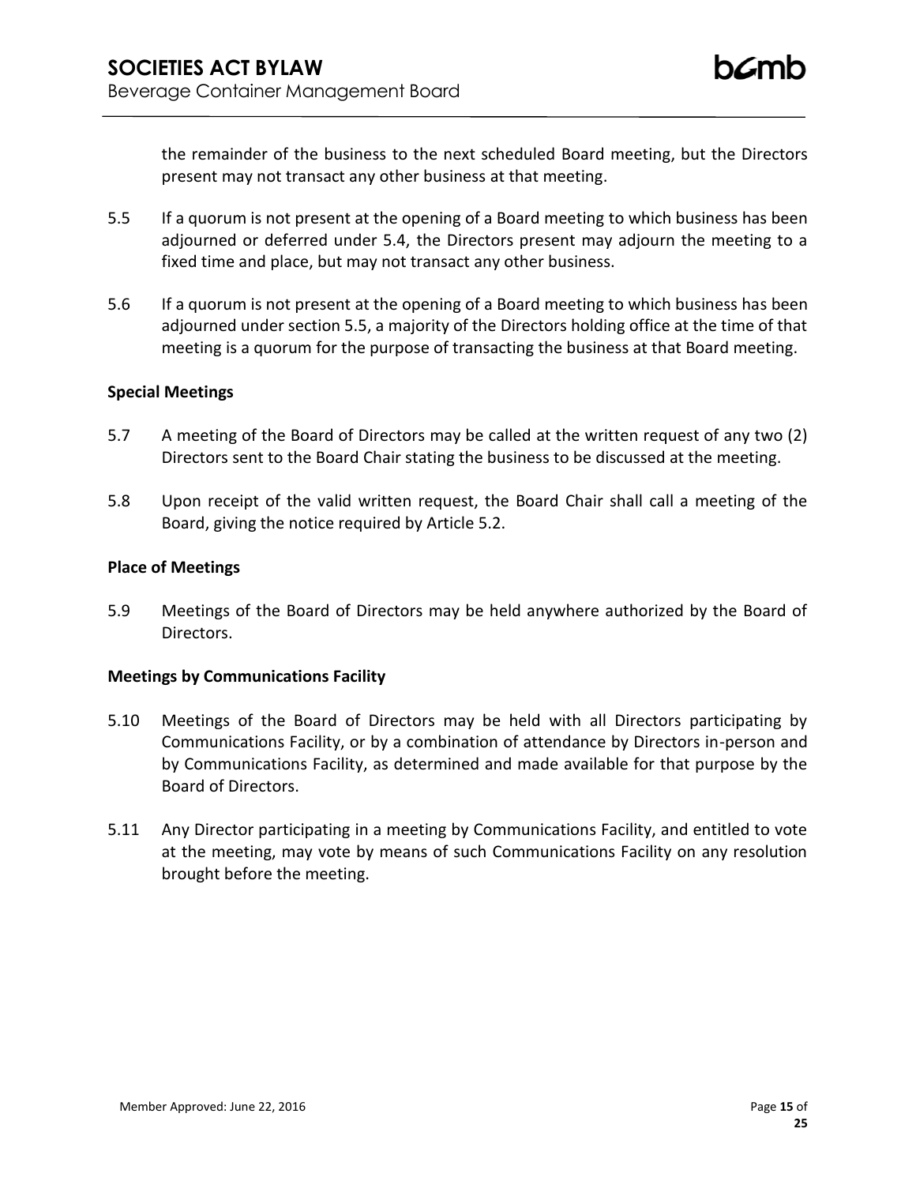the remainder of the business to the next scheduled Board meeting, but the Directors present may not transact any other business at that meeting.

5.5 If a quorum is not present at the opening of a Board meeting to which business has been adjourned or deferred under 5.4, the Directors present may adjourn the meeting to a fixed time and place, but may not transact any other business.

5.6 If a quorum is not present at the opening of a Board meeting to which business has been adjourned under section 5.5, a majority of the Directors holding office at the time of that meeting is a quorum for the purpose of transacting the business at that Board meeting.

**Special Meetings**

5.7 A meeting of the Board of Directors may be called at the written request of any two (2) Directors sent to the Board Chair stating the business to be discussed at the meeting.

5.8 Upon receipt of the valid written request, the Board Chair shall call a meeting of the Board, giving the notice required by Article 5.2.

**Place of Meetings**

5.9 Meetings of the Board of Directors may be held anywhere authorized by the Board of Directors.

**Meetings by Communications Facility**

5.10 Meetings of the Board of Directors may be held with all Directors participating by Communications Facility, or by a combination of attendance by Directors in-person and by Communications Facility, as determined and made available for that purpose by the Board of Directors.

5.11 Any Director participating in a meeting by Communications Facility, and entitled to vote at the meeting, may vote by means of such Communications Facility on any resolution brought before the meeting.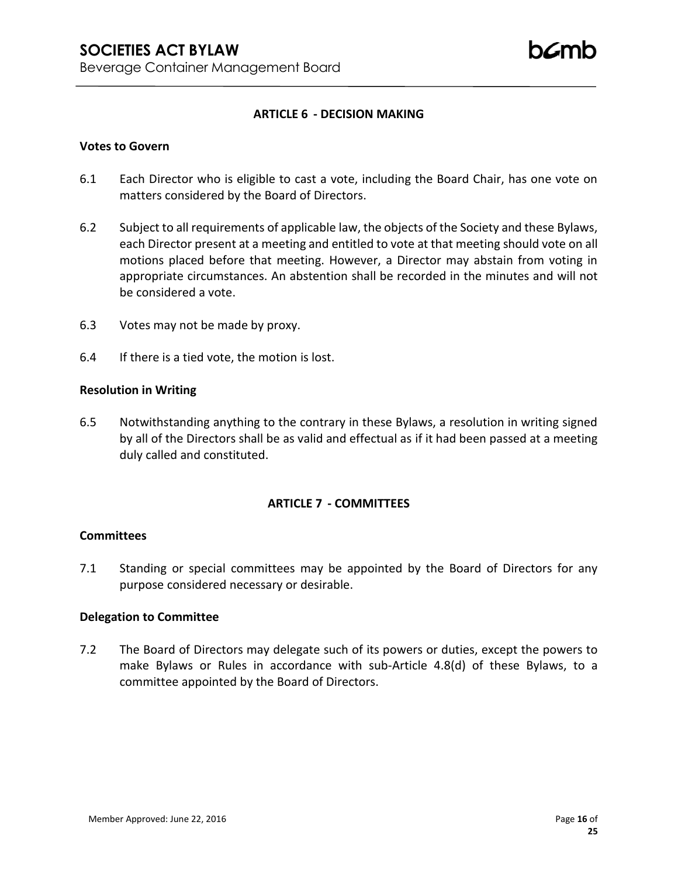## ARTICLE 6 - DECISION MAKING

### Votes to Govern

6.1 Each Director who is eligible to cast a vote, including the Board Chair, has one vote on matters considered by the Board of Directors.

6.2 Subject to all requirements of applicable law, the objects of the Society and these Bylaws, each Director present at a meeting and entitled to vote at that meeting should vote on all motions placed before that meeting. However, a Director may abstain from voting in appropriate circumstances. An abstention shall be recorded in the minutes and will not be considered a vote.

6.3 Votes may not be made by proxy.

6.4 If there is a tied vote, the motion is lost.

### Resolution in Writing

6.5 Notwithstanding anything to the contrary in these Bylaws, a resolution in writing signed by all of the Directors shall be as valid and effectual as if it had been passed at a meeting duly called and constituted.

## ARTICLE 7 - COMMITTEES

### Committees

7.1 Standing or special committees may be appointed by the Board of Directors for any purpose considered necessary or desirable.

### Delegation to Committee

7.2 The Board of Directors may delegate such of its powers or duties, except the powers to make Bylaws or Rules in accordance with sub-Article 4.8(d) of these Bylaws, to a committee appointed by the Board of Directors.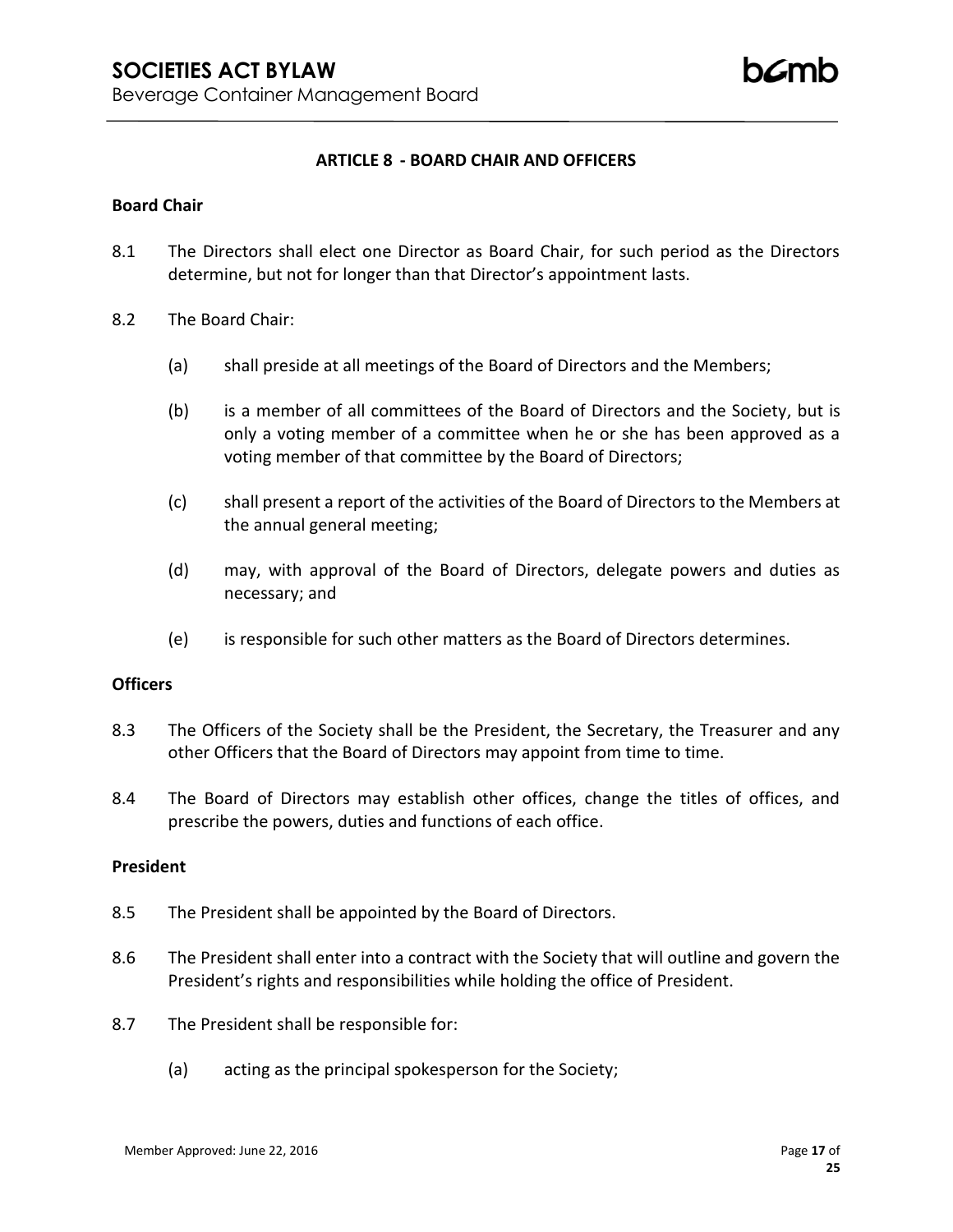## ARTICLE 8 - BOARD CHAIR AND OFFICERS

**Board Chair**

8.1 The Directors shall elect one Director as Board Chair, for such period as the Directors determine, but not for longer than that Director's appointment lasts.

8.2 The Board Chair:

(a) shall preside at all meetings of the Board of Directors and the Members;

(b) is a member of all committees of the Board of Directors and the Society, but is only a voting member of a committee when he or she has been approved as a voting member of that committee by the Board of Directors;

(c) shall present a report of the activities of the Board of Directors to the Members at the annual general meeting;

(d) may, with approval of the Board of Directors, delegate powers and duties as necessary; and

(e) is responsible for such other matters as the Board of Directors determines.

**Officers**

8.3 The Officers of the Society shall be the President, the Secretary, the Treasurer and any other Officers that the Board of Directors may appoint from time to time.

8.4 The Board of Directors may establish other offices, change the titles of offices, and prescribe the powers, duties and functions of each office.

**President**

8.5 The President shall be appointed by the Board of Directors.

8.6 The President shall enter into a contract with the Society that will outline and govern the President's rights and responsibilities while holding the office of President.

8.7 The President shall be responsible for:

(a) acting as the principal spokesperson for the Society;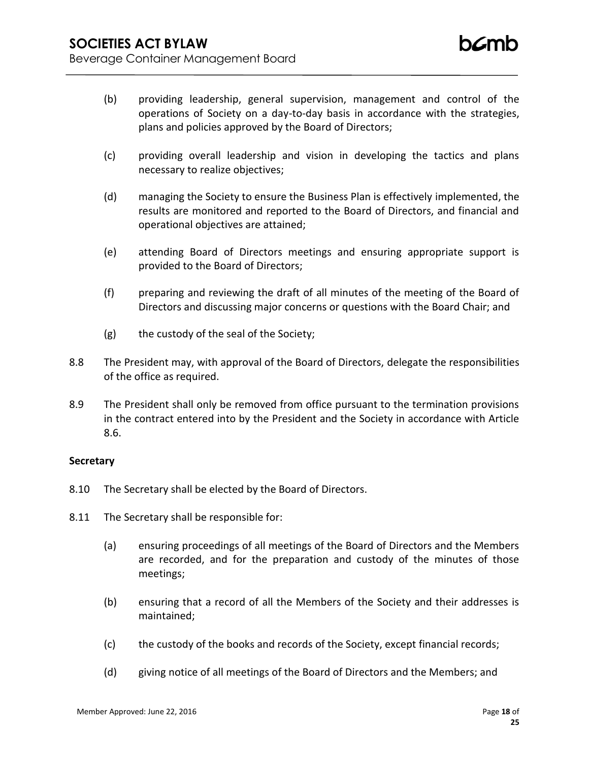(b) providing leadership, general supervision, management and control of the operations of Society on a day-to-day basis in accordance with the strategies, plans and policies approved by the Board of Directors;

(c) providing overall leadership and vision in developing the tactics and plans necessary to realize objectives;

(d) managing the Society to ensure the Business Plan is effectively implemented, the results are monitored and reported to the Board of Directors, and financial and operational objectives are attained;

(e) attending Board of Directors meetings and ensuring appropriate support is provided to the Board of Directors;

(f) preparing and reviewing the draft of all minutes of the meeting of the Board of Directors and discussing major concerns or questions with the Board Chair; and

(g) the custody of the seal of the Society;

8.8 The President may, with approval of the Board of Directors, delegate the responsibilities of the office as required.

8.9 The President shall only be removed from office pursuant to the termination provisions in the contract entered into by the President and the Society in accordance with Article 8.6.

**Secretary**

8.10 The Secretary shall be elected by the Board of Directors.

8.11 The Secretary shall be responsible for:

(a) ensuring proceedings of all meetings of the Board of Directors and the Members are recorded, and for the preparation and custody of the minutes of those meetings;

(b) ensuring that a record of all the Members of the Society and their addresses is maintained;

(c) the custody of the books and records of the Society, except financial records;

(d) giving notice of all meetings of the Board of Directors and the Members; and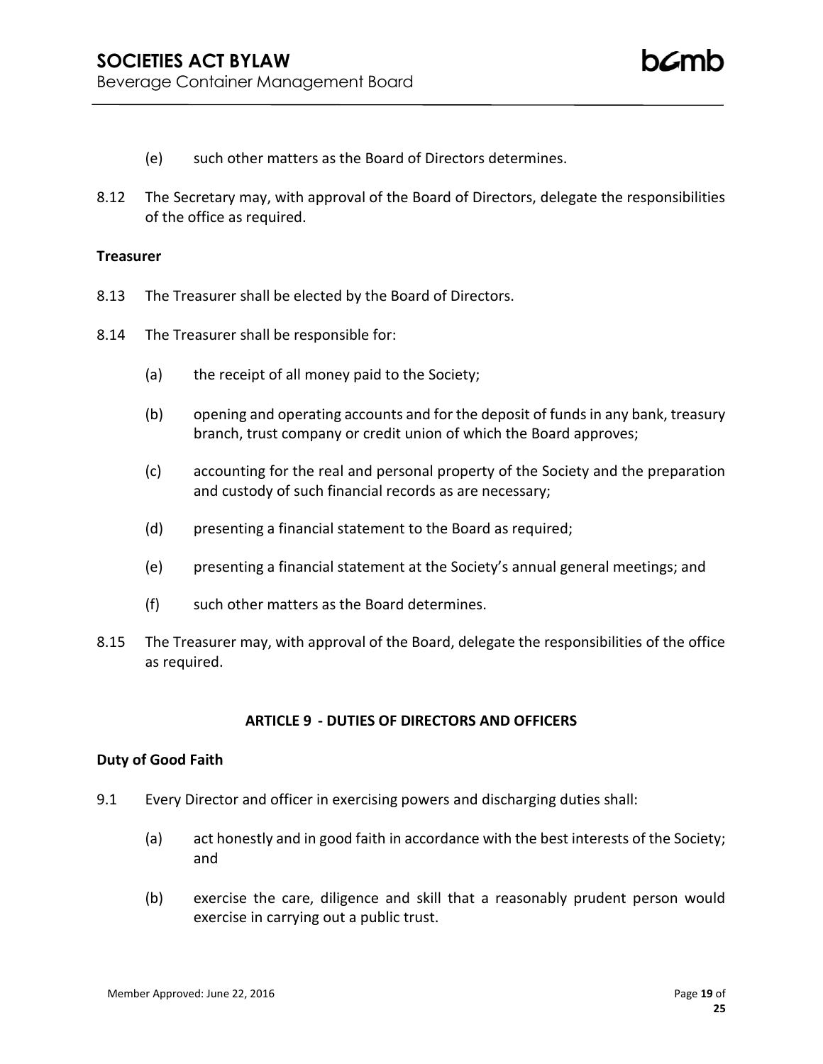(e) such other matters as the Board of Directors determines.

8.12 The Secretary may, with approval of the Board of Directors, delegate the responsibilities of the office as required.

**Treasurer**

8.13 The Treasurer shall be elected by the Board of Directors.

8.14 The Treasurer shall be responsible for:

(a) the receipt of all money paid to the Society;

(b) opening and operating accounts and for the deposit of funds in any bank, treasury branch, trust company or credit union of which the Board approves;

(c) accounting for the real and personal property of the Society and the preparation and custody of such financial records as are necessary;

(d) presenting a financial statement to the Board as required;

(e) presenting a financial statement at the Society's annual general meetings; and

(f) such other matters as the Board determines.

8.15 The Treasurer may, with approval of the Board, delegate the responsibilities of the office as required.

## ARTICLE 9 - DUTIES OF DIRECTORS AND OFFICERS

**Duty of Good Faith**

9.1 Every Director and officer in exercising powers and discharging duties shall:

(a) act honestly and in good faith in accordance with the best interests of the Society; and

(b) exercise the care, diligence and skill that a reasonably prudent person would exercise in carrying out a public trust.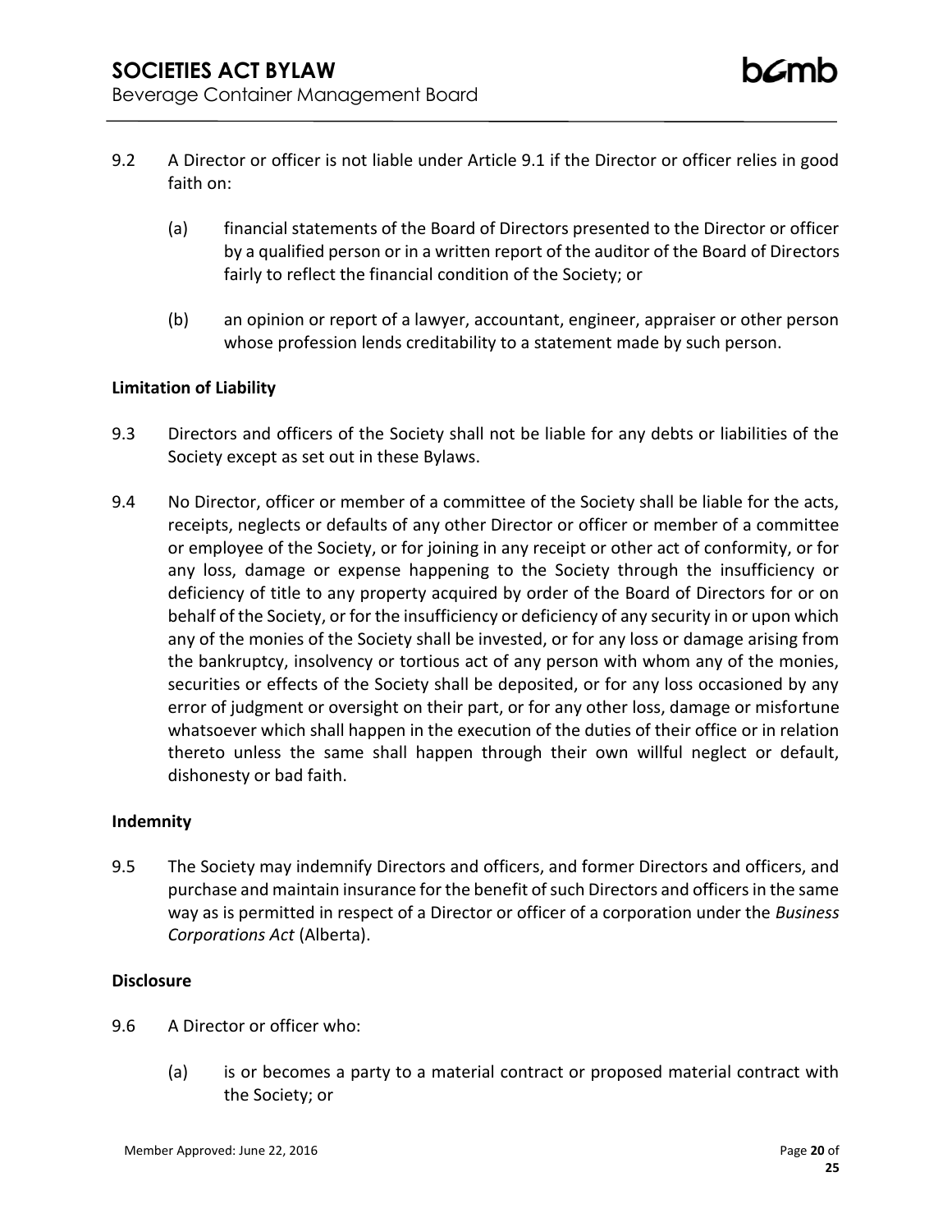9.2 A Director or officer is not liable under Article 9.1 if the Director or officer relies in good faith on:

(a) financial statements of the Board of Directors presented to the Director or officer by a qualified person or in a written report of the auditor of the Board of Directors fairly to reflect the financial condition of the Society; or

(b) an opinion or report of a lawyer, accountant, engineer, appraiser or other person whose profession lends creditability to a statement made by such person.

**Limitation of Liability**

9.3 Directors and officers of the Society shall not be liable for any debts or liabilities of the Society except as set out in these Bylaws.

9.4 No Director, officer or member of a committee of the Society shall be liable for the acts, receipts, neglects or defaults of any other Director or officer or member of a committee or employee of the Society, or for joining in any receipt or other act of conformity, or for any loss, damage or expense happening to the Society through the insufficiency or deficiency of title to any property acquired by order of the Board of Directors for or on behalf of the Society, or for the insufficiency or deficiency of any security in or upon which any of the monies of the Society shall be invested, or for any loss or damage arising from the bankruptcy, insolvency or tortious act of any person with whom any of the monies, securities or effects of the Society shall be deposited, or for any loss occasioned by any error of judgment or oversight on their part, or for any other loss, damage or misfortune whatsoever which shall happen in the execution of the duties of their office or in relation thereto unless the same shall happen through their own willful neglect or default, dishonesty or bad faith.

**Indemnity**

9.5 The Society may indemnify Directors and officers, and former Directors and officers, and purchase and maintain insurance for the benefit of such Directors and officers in the same way as is permitted in respect of a Director or officer of a corporation under the *Business Corporations Act* (Alberta).

**Disclosure**

9.6 A Director or officer who:

(a) is or becomes a party to a material contract or proposed material contract with the Society; or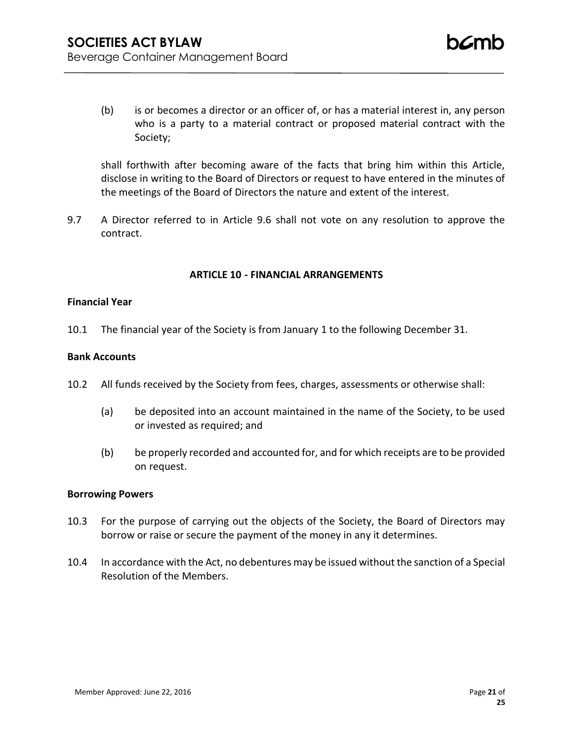(b) is or becomes a director or an officer of, or has a material interest in, any person who is a party to a material contract or proposed material contract with the Society;

shall forthwith after becoming aware of the facts that bring him within this Article, disclose in writing to the Board of Directors or request to have entered in the minutes of the meetings of the Board of Directors the nature and extent of the interest.

9.7 A Director referred to in Article 9.6 shall not vote on any resolution to approve the contract.

## ARTICLE 10 - FINANCIAL ARRANGEMENTS

**Financial Year**

10.1 The financial year of the Society is from January 1 to the following December 31.

**Bank Accounts**

10.2 All funds received by the Society from fees, charges, assessments or otherwise shall:

(a) be deposited into an account maintained in the name of the Society, to be used or invested as required; and

(b) be properly recorded and accounted for, and for which receipts are to be provided on request.

**Borrowing Powers**

10.3 For the purpose of carrying out the objects of the Society, the Board of Directors may borrow or raise or secure the payment of the money in any it determines.

10.4 In accordance with the Act, no debentures may be issued without the sanction of a Special Resolution of the Members.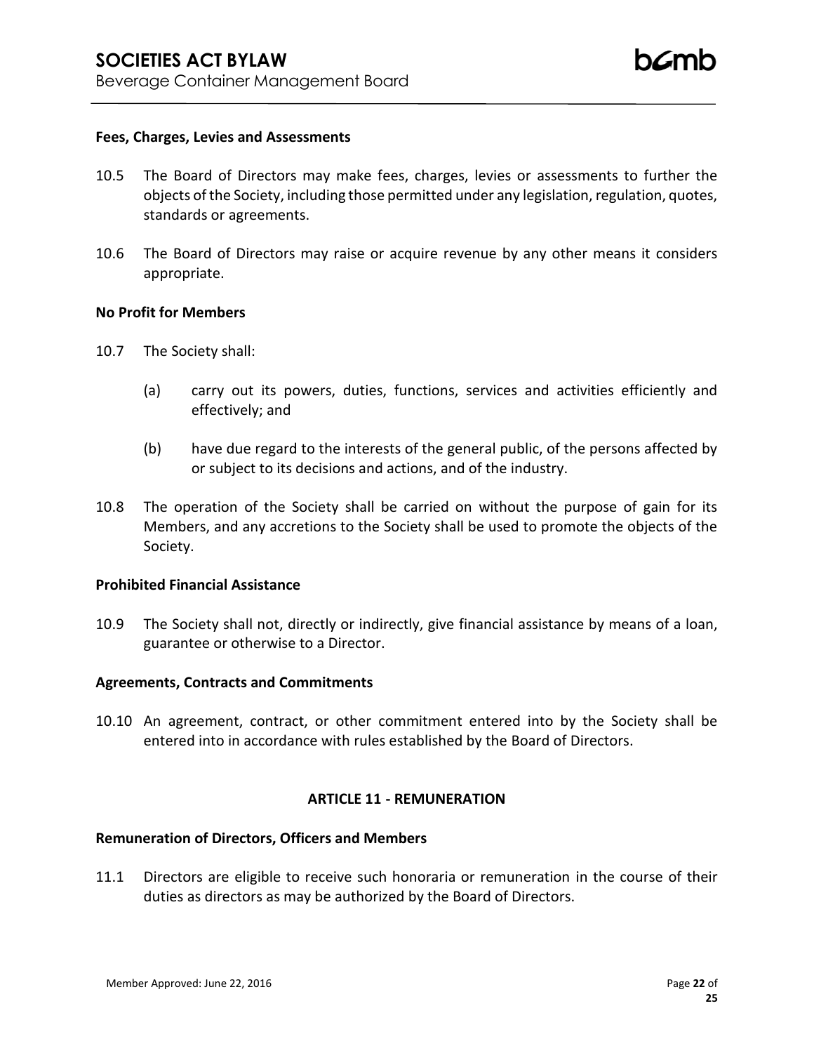**Fees, Charges, Levies and Assessments**

10.5 The Board of Directors may make fees, charges, levies or assessments to further the objects of the Society, including those permitted under any legislation, regulation, quotes, standards or agreements.

10.6 The Board of Directors may raise or acquire revenue by any other means it considers appropriate.

**No Profit for Members**

10.7 The Society shall:

(a) carry out its powers, duties, functions, services and activities efficiently and effectively; and

(b) have due regard to the interests of the general public, of the persons affected by or subject to its decisions and actions, and of the industry.

10.8 The operation of the Society shall be carried on without the purpose of gain for its Members, and any accretions to the Society shall be used to promote the objects of the Society.

**Prohibited Financial Assistance**

10.9 The Society shall not, directly or indirectly, give financial assistance by means of a loan, guarantee or otherwise to a Director.

**Agreements, Contracts and Commitments**

10.10 An agreement, contract, or other commitment entered into by the Society shall be entered into in accordance with rules established by the Board of Directors.

## ARTICLE 11 - REMUNERATION

**Remuneration of Directors, Officers and Members**

11.1 Directors are eligible to receive such honoraria or remuneration in the course of their duties as directors as may be authorized by the Board of Directors.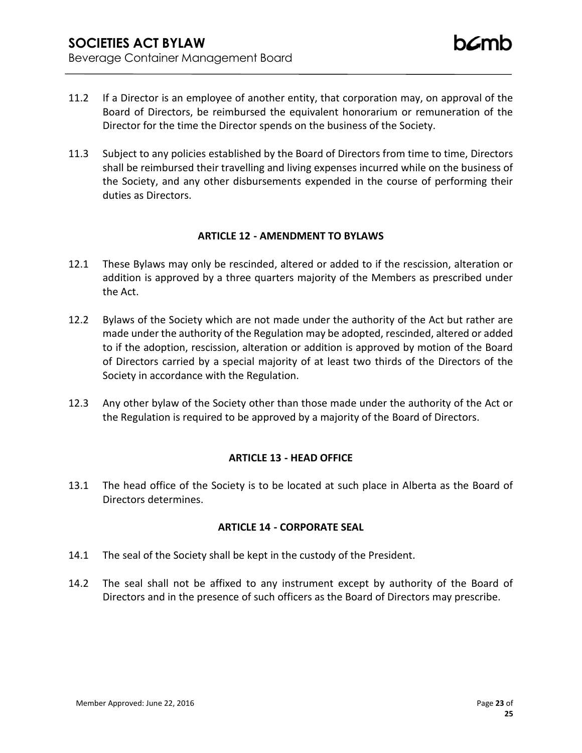11.2 If a Director is an employee of another entity, that corporation may, on approval of the Board of Directors, be reimbursed the equivalent honorarium or remuneration of the Director for the time the Director spends on the business of the Society.

11.3 Subject to any policies established by the Board of Directors from time to time, Directors shall be reimbursed their travelling and living expenses incurred while on the business of the Society, and any other disbursements expended in the course of performing their duties as Directors.

## ARTICLE 12 - AMENDMENT TO BYLAWS

12.1 These Bylaws may only be rescinded, altered or added to if the rescission, alteration or addition is approved by a three quarters majority of the Members as prescribed under the Act.

12.2 Bylaws of the Society which are not made under the authority of the Act but rather are made under the authority of the Regulation may be adopted, rescinded, altered or added to if the adoption, rescission, alteration or addition is approved by motion of the Board of Directors carried by a special majority of at least two thirds of the Directors of the Society in accordance with the Regulation.

12.3 Any other bylaw of the Society other than those made under the authority of the Act or the Regulation is required to be approved by a majority of the Board of Directors.

## ARTICLE 13 - HEAD OFFICE

13.1 The head office of the Society is to be located at such place in Alberta as the Board of Directors determines.

## ARTICLE 14 - CORPORATE SEAL

14.1 The seal of the Society shall be kept in the custody of the President.

14.2 The seal shall not be affixed to any instrument except by authority of the Board of Directors and in the presence of such officers as the Board of Directors may prescribe.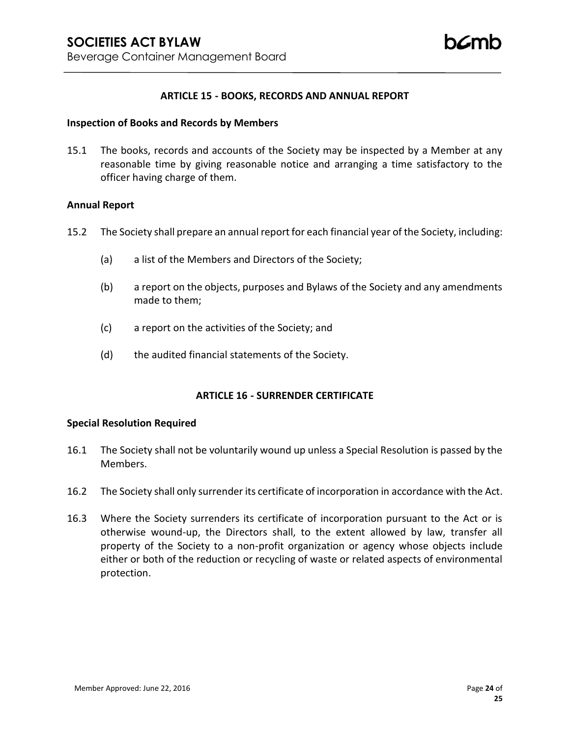## ARTICLE 15 - BOOKS, RECORDS AND ANNUAL REPORT

### Inspection of Books and Records by Members

15.1 The books, records and accounts of the Society may be inspected by a Member at any reasonable time by giving reasonable notice and arranging a time satisfactory to the officer having charge of them.

### Annual Report

15.2 The Society shall prepare an annual report for each financial year of the Society, including:

(a) a list of the Members and Directors of the Society;

(b) a report on the objects, purposes and Bylaws of the Society and any amendments made to them;

(c) a report on the activities of the Society; and

(d) the audited financial statements of the Society.

## ARTICLE 16 - SURRENDER CERTIFICATE

### Special Resolution Required

16.1 The Society shall not be voluntarily wound up unless a Special Resolution is passed by the Members.

16.2 The Society shall only surrender its certificate of incorporation in accordance with the Act.

16.3 Where the Society surrenders its certificate of incorporation pursuant to the Act or is otherwise wound-up, the Directors shall, to the extent allowed by law, transfer all property of the Society to a non-profit organization or agency whose objects include either or both of the reduction or recycling of waste or related aspects of environmental protection.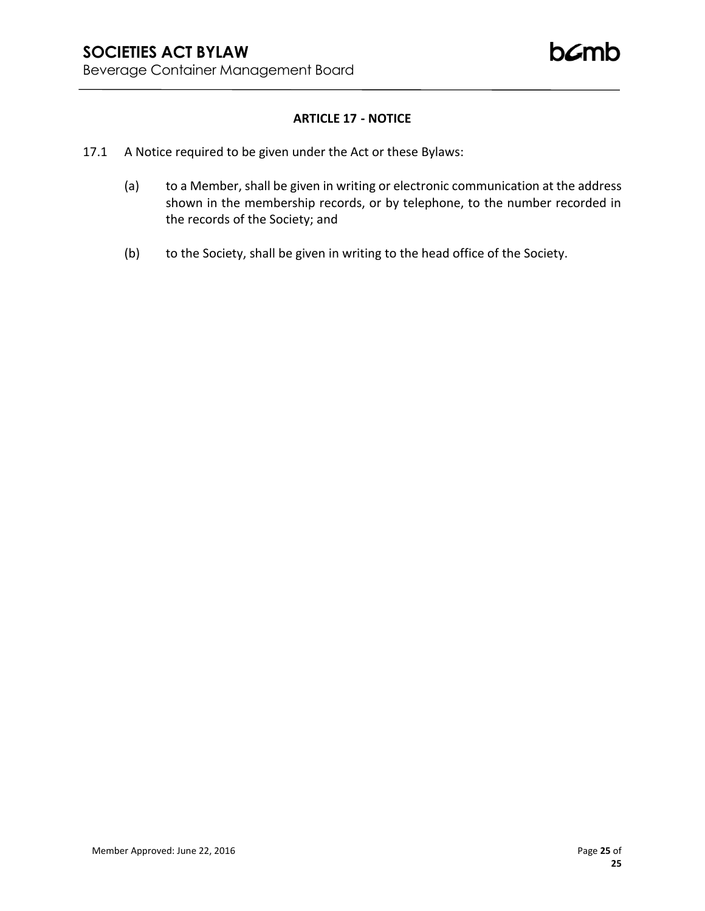## ARTICLE 17 - NOTICE

17.1 A Notice required to be given under the Act or these Bylaws:

(a) to a Member, shall be given in writing or electronic communication at the address shown in the membership records, or by telephone, to the number recorded in the records of the Society; and

(b) to the Society, shall be given in writing to the head office of the Society.